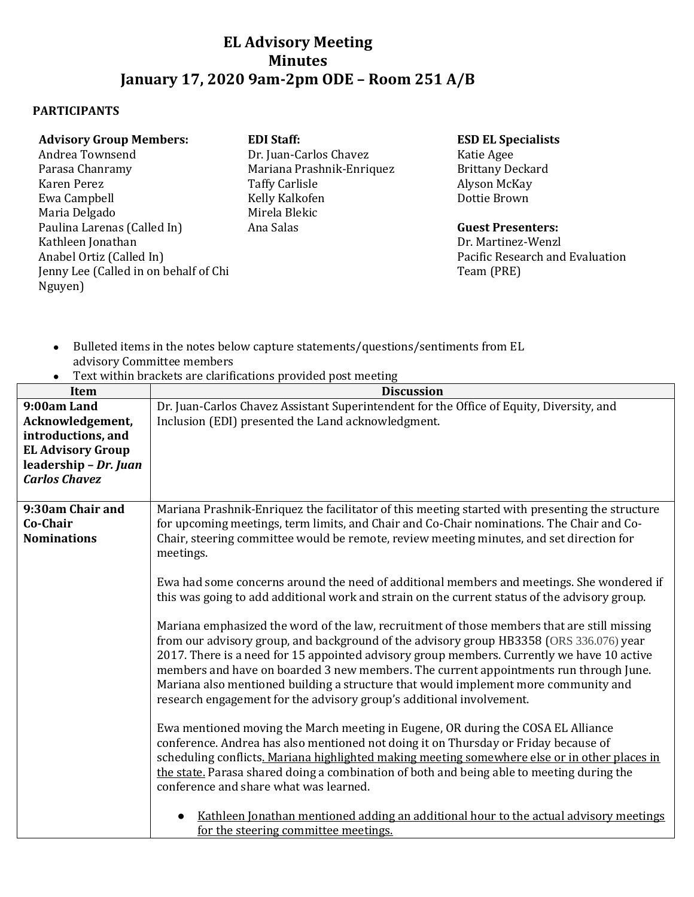# EL Advisory Meeting
## Minutes
## January 17, 2020 9am-2pm ODE – Room 251 A/B

**PARTICIPANTS**

**Advisory Group Members:**
Andrea Townsend
Parasa Chanramy
Karen Perez
Ewa Campbell
Maria Delgado
Paulina Larenas (Called In)
Kathleen Jonathan
Anabel Ortiz (Called In)
Jenny Lee (Called in on behalf of Chi Nguyen)

**EDI Staff:**
Dr. Juan-Carlos Chavez
Mariana Prashnik-Enriquez
Taffy Carlisle
Kelly Kalkofen
Mirela Blekic
Ana Salas

**ESD EL Specialists**
Katie Agee
Brittany Deckard
Alyson McKay
Dottie Brown

**Guest Presenters:**
Dr. Martinez-Wenzl
Pacific Research and Evaluation Team (PRE)

- Bulleted items in the notes below capture statements/questions/sentiments from EL advisory Committee members
- Text within brackets are clarifications provided post meeting

| Item | Discussion |
|---|---|
| **9:00am Land Acknowledgement, introductions, and EL Advisory Group leadership – *Dr. Juan Carlos Chavez*** | Dr. Juan-Carlos Chavez Assistant Superintendent for the Office of Equity, Diversity, and Inclusion (EDI) presented the Land acknowledgment. |
| **9:30am Chair and Co-Chair Nominations** | Mariana Prashnik-Enriquez the facilitator of this meeting started with presenting the structure for upcoming meetings, term limits, and Chair and Co-Chair nominations. The Chair and Co-Chair, steering committee would be remote, review meeting minutes, and set direction for meetings.<br><br>Ewa had some concerns around the need of additional members and meetings. She wondered if this was going to add additional work and strain on the current status of the advisory group.<br><br>Mariana emphasized the word of the law, recruitment of those members that are still missing from our advisory group, and background of the advisory group HB3358 (ORS 336.076) year 2017. There is a need for 15 appointed advisory group members. Currently we have 10 active members and have on boarded 3 new members. The current appointments run through June. Mariana also mentioned building a structure that would implement more community and research engagement for the advisory group's additional involvement.<br><br>Ewa mentioned moving the March meeting in Eugene, OR during the COSA EL Alliance conference. Andrea has also mentioned not doing it on Thursday or Friday because of scheduling conflicts. <u>Mariana highlighted making meeting somewhere else or in other places in the state.</u> Parasa shared doing a combination of both and being able to meeting during the conference and share what was learned.<br><br>● <u>Kathleen Jonathan mentioned adding an additional hour to the actual advisory meetings for the steering committee meetings.</u> |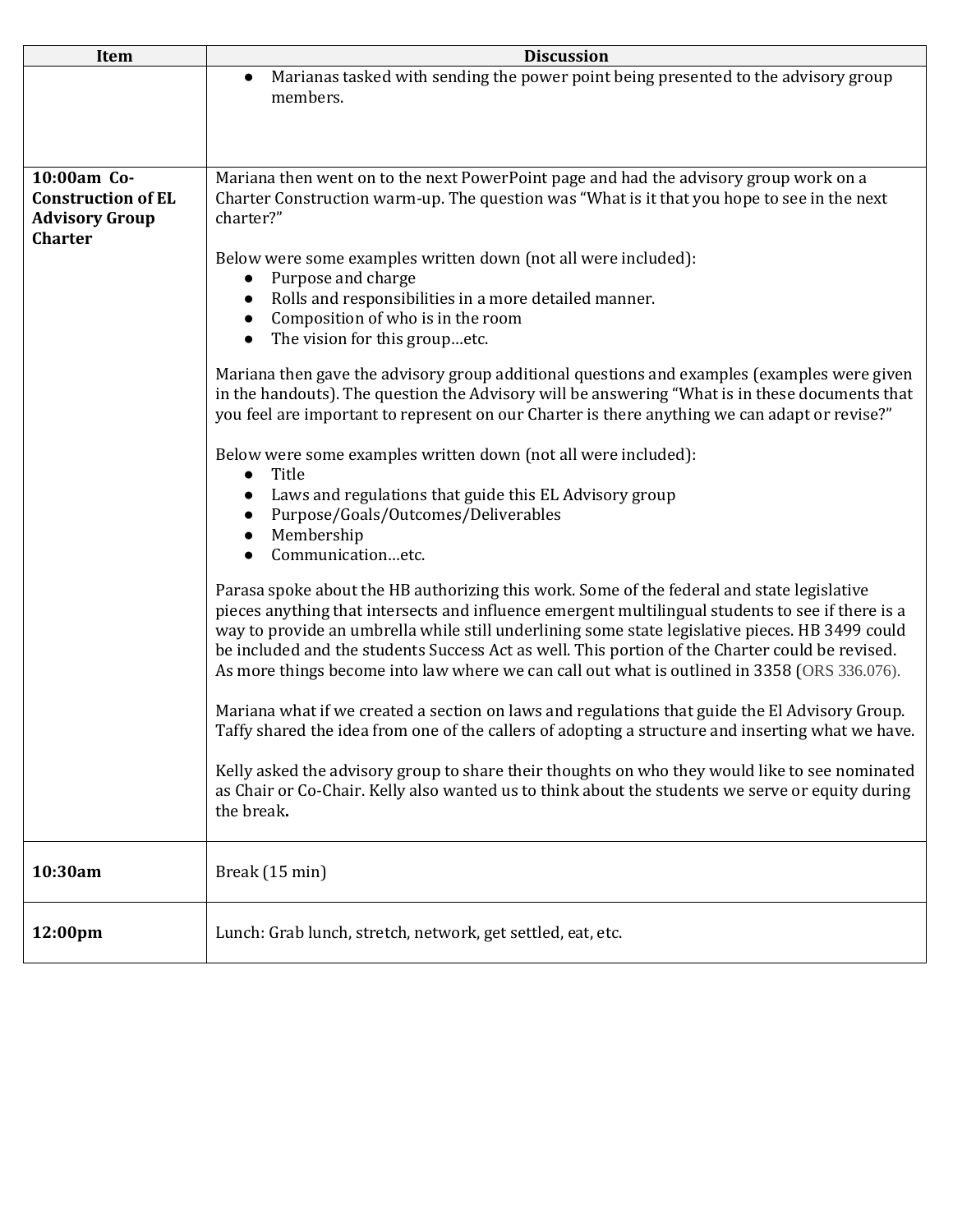| Item | Discussion |
| --- | --- |
| | ● Marianas tasked with sending the power point being presented to the advisory group members. |
| **10:00am Co-Construction of EL Advisory Group Charter** | Mariana then went on to the next PowerPoint page and had the advisory group work on a Charter Construction warm-up. The question was "What is it that you hope to see in the next charter?"<br><br>Below were some examples written down (not all were included):<br>● Purpose and charge<br>● Rolls and responsibilities in a more detailed manner.<br>● Composition of who is in the room<br>● The vision for this group…etc.<br><br>Mariana then gave the advisory group additional questions and examples (examples were given in the handouts). The question the Advisory will be answering "What is in these documents that you feel are important to represent on our Charter is there anything we can adapt or revise?"<br><br>Below were some examples written down (not all were included):<br>● Title<br>● Laws and regulations that guide this EL Advisory group<br>● Purpose/Goals/Outcomes/Deliverables<br>● Membership<br>● Communication…etc.<br><br>Parasa spoke about the HB authorizing this work. Some of the federal and state legislative pieces anything that intersects and influence emergent multilingual students to see if there is a way to provide an umbrella while still underlining some state legislative pieces. HB 3499 could be included and the students Success Act as well. This portion of the Charter could be revised. As more things become into law where we can call out what is outlined in 3358 (ORS 336.076).<br><br>Mariana what if we created a section on laws and regulations that guide the El Advisory Group. Taffy shared the idea from one of the callers of adopting a structure and inserting what we have.<br><br>Kelly asked the advisory group to share their thoughts on who they would like to see nominated as Chair or Co-Chair. Kelly also wanted us to think about the students we serve or equity during the break. |
| **10:30am** | Break (15 min) |
| **12:00pm** | Lunch: Grab lunch, stretch, network, get settled, eat, etc. |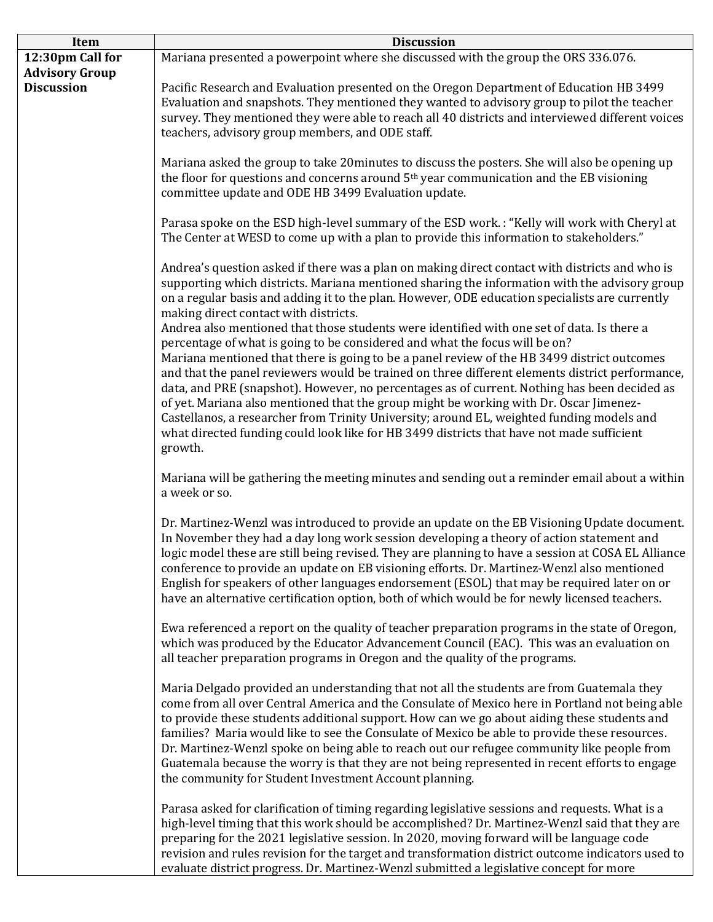| Item | Discussion |
| --- | --- |
| **12:30pm Call for Advisory Group Discussion** | Mariana presented a powerpoint where she discussed with the group the ORS 336.076.<br><br>Pacific Research and Evaluation presented on the Oregon Department of Education HB 3499 Evaluation and snapshots. They mentioned they wanted to advisory group to pilot the teacher survey. They mentioned they were able to reach all 40 districts and interviewed different voices teachers, advisory group members, and ODE staff.<br><br>Mariana asked the group to take 20minutes to discuss the posters. She will also be opening up the floor for questions and concerns around 5th year communication and the EB visioning committee update and ODE HB 3499 Evaluation update.<br><br>Parasa spoke on the ESD high-level summary of the ESD work. : "Kelly will work with Cheryl at The Center at WESD to come up with a plan to provide this information to stakeholders."<br><br>Andrea's question asked if there was a plan on making direct contact with districts and who is supporting which districts. Mariana mentioned sharing the information with the advisory group on a regular basis and adding it to the plan. However, ODE education specialists are currently making direct contact with districts.<br>Andrea also mentioned that those students were identified with one set of data. Is there a percentage of what is going to be considered and what the focus will be on?<br>Mariana mentioned that there is going to be a panel review of the HB 3499 district outcomes and that the panel reviewers would be trained on three different elements district performance, data, and PRE (snapshot). However, no percentages as of current. Nothing has been decided as of yet. Mariana also mentioned that the group might be working with Dr. Oscar Jimenez-Castellanos, a researcher from Trinity University; around EL, weighted funding models and what directed funding could look like for HB 3499 districts that have not made sufficient growth.<br><br>Mariana will be gathering the meeting minutes and sending out a reminder email about a within a week or so.<br><br>Dr. Martinez-Wenzl was introduced to provide an update on the EB Visioning Update document. In November they had a day long work session developing a theory of action statement and logic model these are still being revised. They are planning to have a session at COSA EL Alliance conference to provide an update on EB visioning efforts. Dr. Martinez-Wenzl also mentioned English for speakers of other languages endorsement (ESOL) that may be required later on or have an alternative certification option, both of which would be for newly licensed teachers.<br><br>Ewa referenced a report on the quality of teacher preparation programs in the state of Oregon, which was produced by the Educator Advancement Council (EAC). This was an evaluation on all teacher preparation programs in Oregon and the quality of the programs.<br><br>Maria Delgado provided an understanding that not all the students are from Guatemala they come from all over Central America and the Consulate of Mexico here in Portland not being able to provide these students additional support. How can we go about aiding these students and families? Maria would like to see the Consulate of Mexico be able to provide these resources. Dr. Martinez-Wenzl spoke on being able to reach out our refugee community like people from Guatemala because the worry is that they are not being represented in recent efforts to engage the community for Student Investment Account planning.<br><br>Parasa asked for clarification of timing regarding legislative sessions and requests. What is a high-level timing that this work should be accomplished? Dr. Martinez-Wenzl said that they are preparing for the 2021 legislative session. In 2020, moving forward will be language code revision and rules revision for the target and transformation district outcome indicators used to evaluate district progress. Dr. Martinez-Wenzl submitted a legislative concept for more |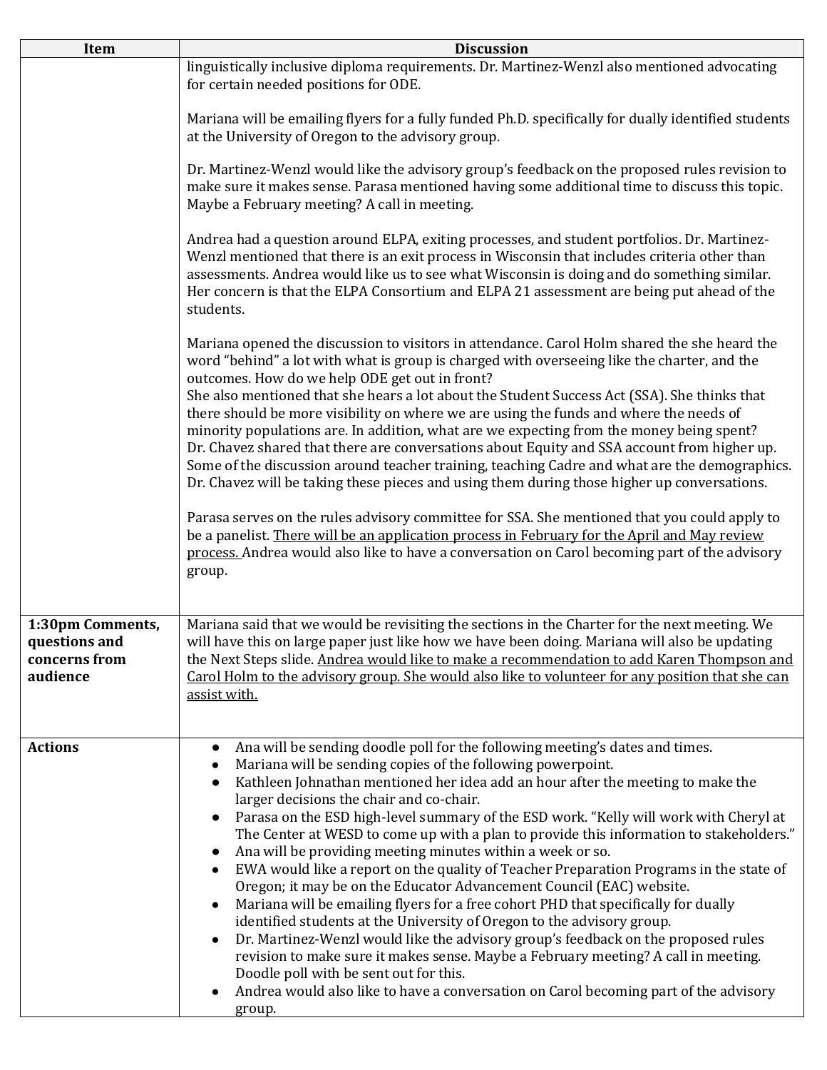| Item | Discussion |
|---|---|
| | linguistically inclusive diploma requirements. Dr. Martinez-Wenzl also mentioned advocating for certain needed positions for ODE.<br><br>Mariana will be emailing flyers for a fully funded Ph.D. specifically for dually identified students at the University of Oregon to the advisory group.<br><br>Dr. Martinez-Wenzl would like the advisory group's feedback on the proposed rules revision to make sure it makes sense. Parasa mentioned having some additional time to discuss this topic. Maybe a February meeting? A call in meeting.<br><br>Andrea had a question around ELPA, exiting processes, and student portfolios. Dr. Martinez-Wenzl mentioned that there is an exit process in Wisconsin that includes criteria other than assessments. Andrea would like us to see what Wisconsin is doing and do something similar. Her concern is that the ELPA Consortium and ELPA 21 assessment are being put ahead of the students.<br><br>Mariana opened the discussion to visitors in attendance. Carol Holm shared the she heard the word "behind" a lot with what is group is charged with overseeing like the charter, and the outcomes. How do we help ODE get out in front?<br>She also mentioned that she hears a lot about the Student Success Act (SSA). She thinks that there should be more visibility on where we are using the funds and where the needs of minority populations are. In addition, what are we expecting from the money being spent?<br>Dr. Chavez shared that there are conversations about Equity and SSA account from higher up. Some of the discussion around teacher training, teaching Cadre and what are the demographics. Dr. Chavez will be taking these pieces and using them during those higher up conversations.<br><br>Parasa serves on the rules advisory committee for SSA. She mentioned that you could apply to be a panelist. <u>There will be an application process in February for the April and May review process.</u> Andrea would also like to have a conversation on Carol becoming part of the advisory group. |
| **1:30pm Comments, questions and concerns from audience** | Mariana said that we would be revisiting the sections in the Charter for the next meeting. We will have this on large paper just like how we have been doing. Mariana will also be updating the Next Steps slide. <u>Andrea would like to make a recommendation to add Karen Thompson and Carol Holm to the advisory group. She would also like to volunteer for any position that she can assist with.</u> |
| **Actions** | • Ana will be sending doodle poll for the following meeting's dates and times.<br>• Mariana will be sending copies of the following powerpoint.<br>• Kathleen Johnathan mentioned her idea add an hour after the meeting to make the larger decisions the chair and co-chair.<br>• Parasa on the ESD high-level summary of the ESD work. "Kelly will work with Cheryl at The Center at WESD to come up with a plan to provide this information to stakeholders."<br>• Ana will be providing meeting minutes within a week or so.<br>• EWA would like a report on the quality of Teacher Preparation Programs in the state of Oregon; it may be on the Educator Advancement Council (EAC) website.<br>• Mariana will be emailing flyers for a free cohort PHD that specifically for dually identified students at the University of Oregon to the advisory group.<br>• Dr. Martinez-Wenzl would like the advisory group's feedback on the proposed rules revision to make sure it makes sense. Maybe a February meeting? A call in meeting. Doodle poll with be sent out for this.<br>• Andrea would also like to have a conversation on Carol becoming part of the advisory group. |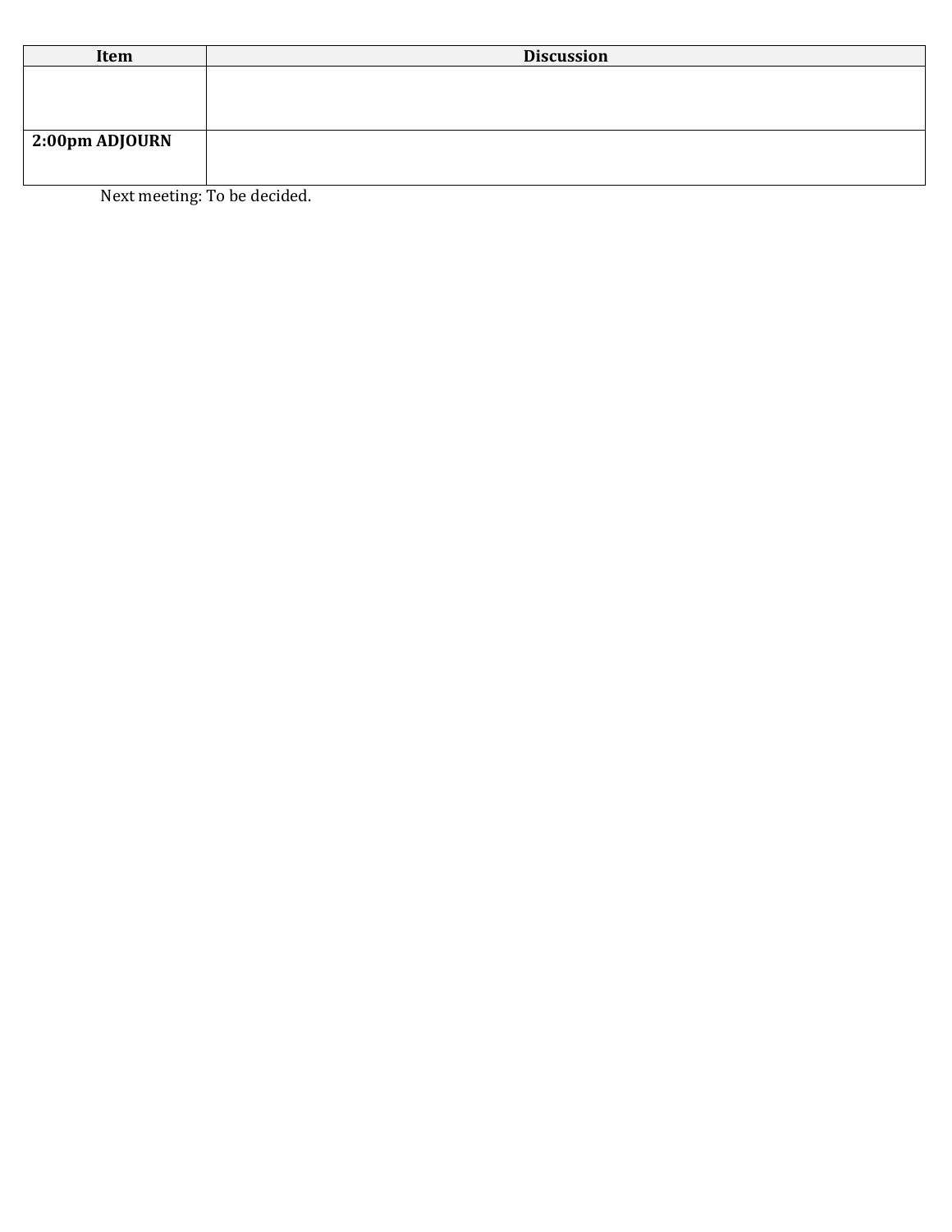| Item | Discussion |
|---|---|
| | |
| **2:00pm ADJOURN** | |

Next meeting: To be decided.